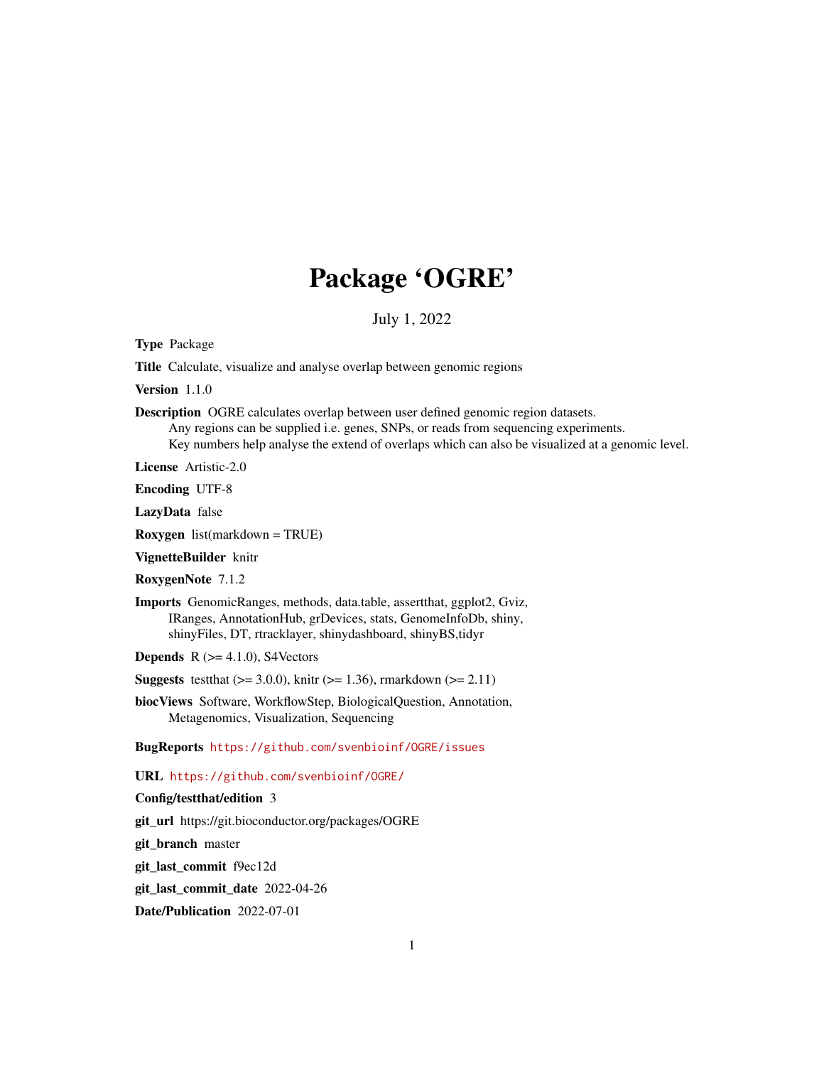# Package 'OGRE'

July 1, 2022

**Type** Package

**Title** Calculate, visualize and analyse overlap between genomic regions

**Version** 1.1.0

**Description** OGRE calculates overlap between user defined genomic region datasets.
Any regions can be supplied i.e. genes, SNPs, or reads from sequencing experiments.
Key numbers help analyse the extend of overlaps which can also be visualized at a genomic level.

**License** Artistic-2.0

**Encoding** UTF-8

**LazyData** false

**Roxygen** list(markdown = TRUE)

**VignetteBuilder** knitr

**RoxygenNote** 7.1.2

**Imports** GenomicRanges, methods, data.table, assertthat, ggplot2, Gviz, IRanges, AnnotationHub, grDevices, stats, GenomeInfoDb, shiny, shinyFiles, DT, rtracklayer, shinydashboard, shinyBS,tidyr

**Depends** R (>= 4.1.0), S4Vectors

**Suggests** testthat (>= 3.0.0), knitr (>= 1.36), rmarkdown (>= 2.11)

**biocViews** Software, WorkflowStep, BiologicalQuestion, Annotation, Metagenomics, Visualization, Sequencing

**BugReports** https://github.com/svenbioinf/OGRE/issues

**URL** https://github.com/svenbioinf/OGRE/

**Config/testthat/edition** 3

**git_url** https://git.bioconductor.org/packages/OGRE

**git_branch** master

**git_last_commit** f9ec12d

**git_last_commit_date** 2022-04-26

**Date/Publication** 2022-07-01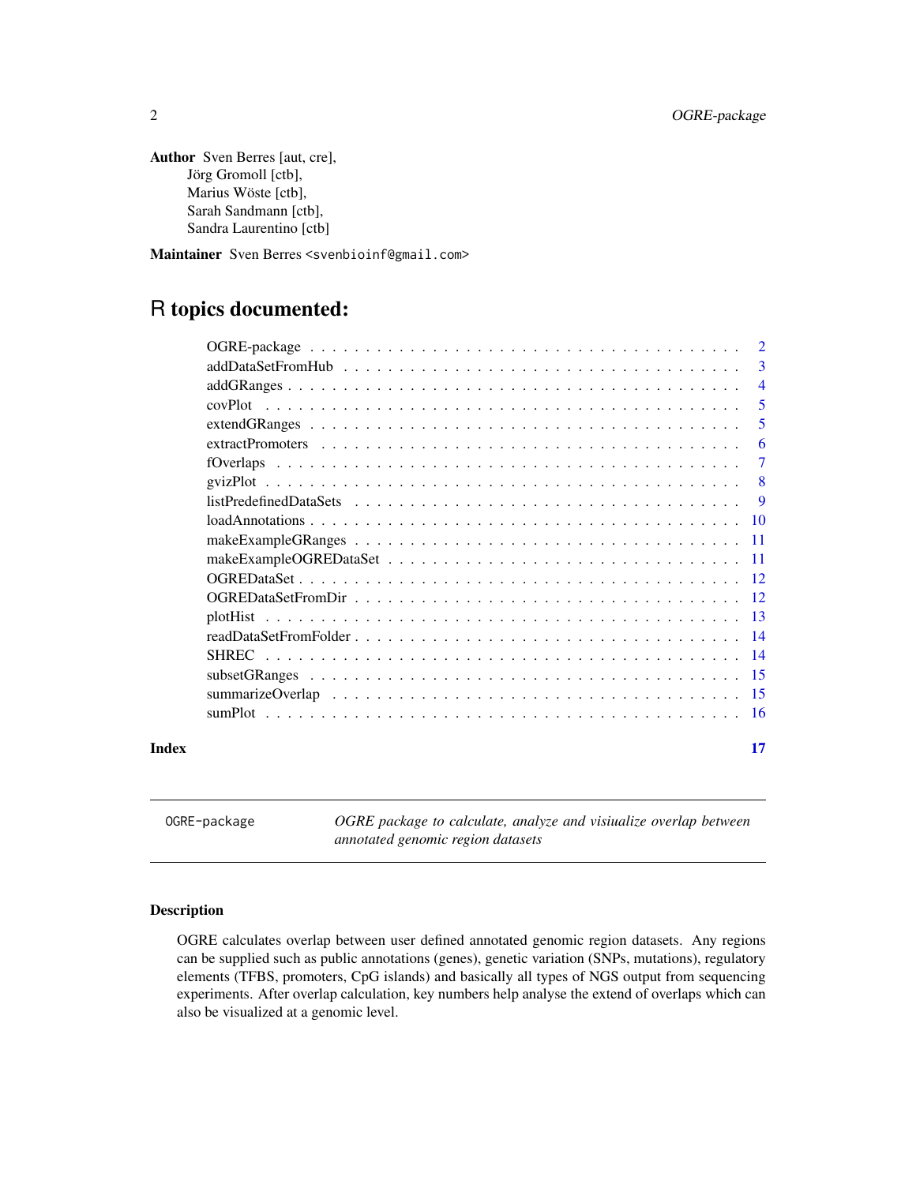**Author** Sven Berres [aut, cre],
Jörg Gromoll [ctb],
Marius Wöste [ctb],
Sarah Sandmann [ctb],
Sandra Laurentino [ctb]

**Maintainer** Sven Berres <svenbioinf@gmail.com>

# R topics documented:

| | |
|---|---|
| OGRE-package | 2 |
| addDataSetFromHub | 3 |
| addGRanges | 4 |
| covPlot | 5 |
| extendGRanges | 5 |
| extractPromoters | 6 |
| fOverlaps | 7 |
| gvizPlot | 8 |
| listPredefinedDataSets | 9 |
| loadAnnotations | 10 |
| makeExampleGRanges | 11 |
| makeExampleOGREDataSet | 11 |
| OGREDataSet | 12 |
| OGREDataSetFromDir | 12 |
| plotHist | 13 |
| readDataSetFromFolder | 14 |
| SHREC | 14 |
| subsetGRanges | 15 |
| summarizeOverlap | 15 |
| sumPlot | 16 |
| **Index** | **17** |

---

`OGRE-package` *OGRE package to calculate, analyze and visiualize overlap between annotated genomic region datasets*

---

## Description

OGRE calculates overlap between user defined annotated genomic region datasets. Any regions can be supplied such as public annotations (genes), genetic variation (SNPs, mutations), regulatory elements (TFBS, promoters, CpG islands) and basically all types of NGS output from sequencing experiments. After overlap calculation, key numbers help analyse the extend of overlaps which can also be visualized at a genomic level.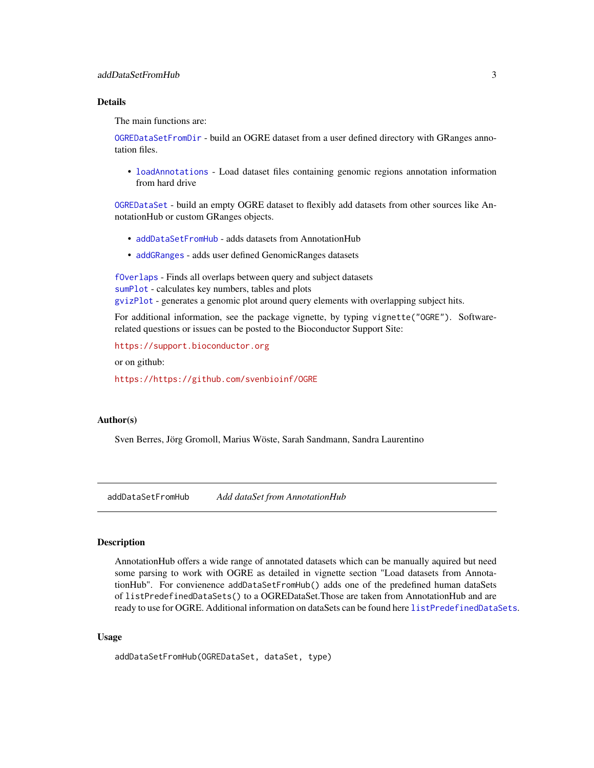### Details

The main functions are:

`OGREDataSetFromDir` - build an OGRE dataset from a user defined directory with GRanges annotation files.

- `loadAnnotations` - Load dataset files containing genomic regions annotation information from hard drive

`OGREDataSet` - build an empty OGRE dataset to flexibly add datasets from other sources like AnnotationHub or custom GRanges objects.

- `addDataSetFromHub` - adds datasets from AnnotationHub
- `addGRanges` - adds user defined GenomicRanges datasets

`fOverlaps` - Finds all overlaps between query and subject datasets
`sumPlot` - calculates key numbers, tables and plots
`gvizPlot` - generates a genomic plot around query elements with overlapping subject hits.

For additional information, see the package vignette, by typing `vignette("OGRE")`. Software-related questions or issues can be posted to the Bioconductor Support Site:

https://support.bioconductor.org

or on github:

https://https://github.com/svenbioinf/OGRE

### Author(s)

Sven Berres, Jörg Gromoll, Marius Wöste, Sarah Sandmann, Sandra Laurentino

---

## addDataSetFromHub *Add dataSet from AnnotationHub*

### Description

AnnotationHub offers a wide range of annotated datasets which can be manually aquired but need some parsing to work with OGRE as detailed in vignette section "Load datasets from AnnotationHub". For convienence `addDataSetFromHub()` adds one of the predefined human dataSets of `listPredefinedDataSets()` to a OGREDataSet.Those are taken from AnnotationHub and are ready to use for OGRE. Additional information on dataSets can be found here `listPredefinedDataSets`.

### Usage

```
addDataSetFromHub(OGREDataSet, dataSet, type)
```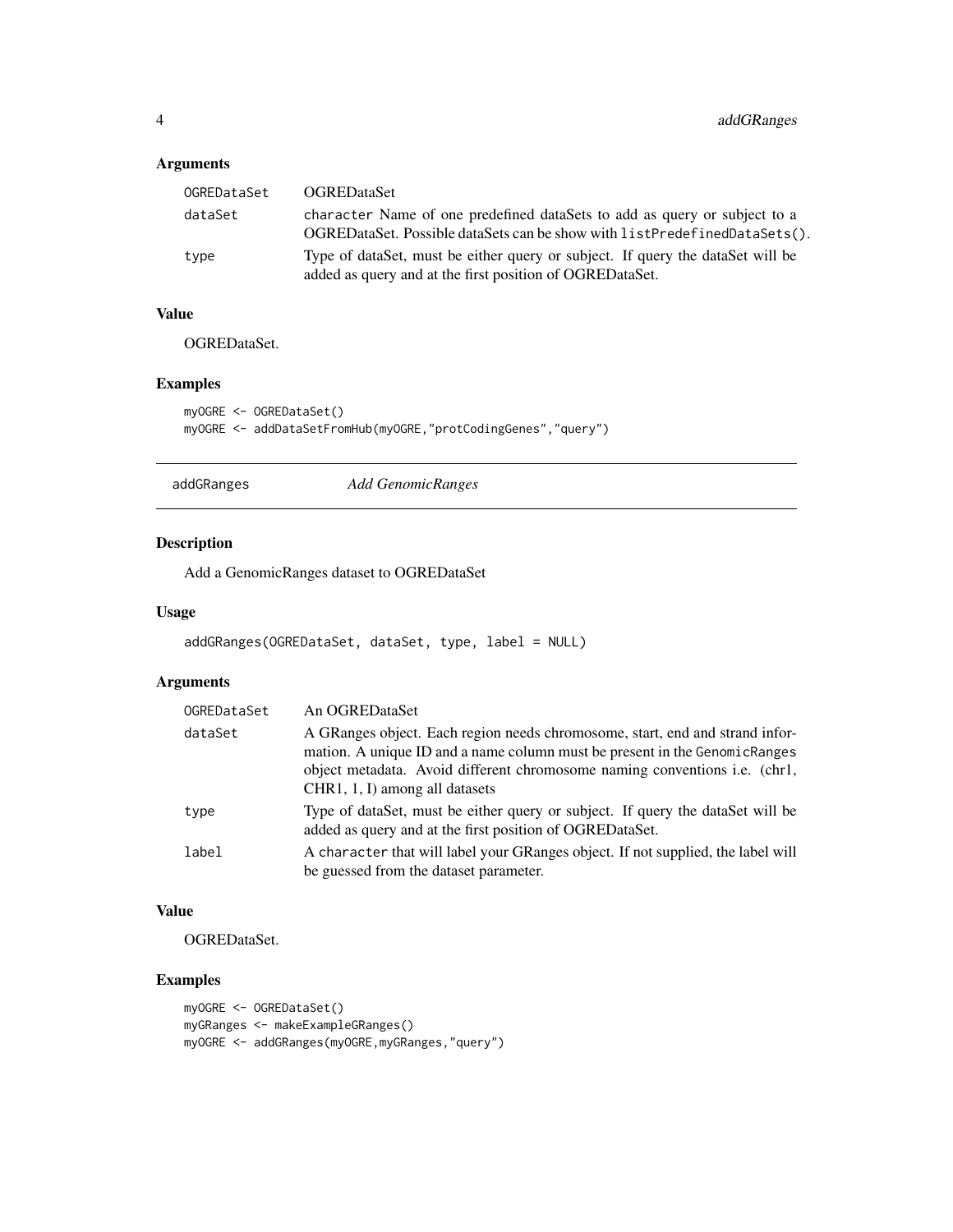### Arguments

| | |
|---|---|
| OGREDataSet | OGREDataSet |
| dataSet | character Name of one predefined dataSets to add as query or subject to a OGREDataSet. Possible dataSets can be show with listPredefinedDataSets(). |
| type | Type of dataSet, must be either query or subject. If query the dataSet will be added as query and at the first position of OGREDataSet. |

### Value

OGREDataSet.

### Examples

```
myOGRE <- OGREDataSet()
myOGRE <- addDataSetFromHub(myOGRE,"protCodingGenes","query")
```

---

## addGRanges *Add GenomicRanges*

### Description

Add a GenomicRanges dataset to OGREDataSet

### Usage

```
addGRanges(OGREDataSet, dataSet, type, label = NULL)
```

### Arguments

| | |
|---|---|
| OGREDataSet | An OGREDataSet |
| dataSet | A GRanges object. Each region needs chromosome, start, end and strand information. A unique ID and a name column must be present in the GenomicRanges object metadata. Avoid different chromosome naming conventions i.e. (chr1, CHR1, 1, I) among all datasets |
| type | Type of dataSet, must be either query or subject. If query the dataSet will be added as query and at the first position of OGREDataSet. |
| label | A character that will label your GRanges object. If not supplied, the label will be guessed from the dataset parameter. |

### Value

OGREDataSet.

### Examples

```
myOGRE <- OGREDataSet()
myGRanges <- makeExampleGRanges()
myOGRE <- addGRanges(myOGRE,myGRanges,"query")
```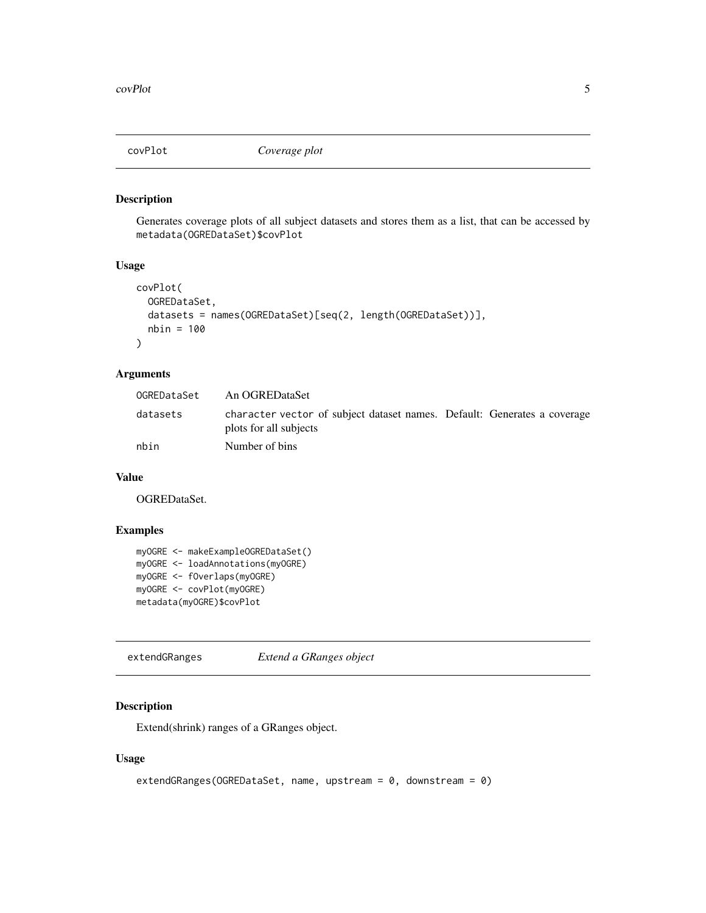## covPlot — *Coverage plot*

### Description

Generates coverage plots of all subject datasets and stores them as a list, that can be accessed by `metadata(OGREDataSet)$covPlot`

### Usage

```
covPlot(
  OGREDataSet,
  datasets = names(OGREDataSet)[seq(2, length(OGREDataSet))],
  nbin = 100
)
```

### Arguments

| | |
|---|---|
| `OGREDataSet` | An OGREDataSet |
| `datasets` | `character` vector of subject dataset names. Default: Generates a coverage plots for all subjects |
| `nbin` | Number of bins |

### Value

OGREDataSet.

### Examples

```
myOGRE <- makeExampleOGREDataSet()
myOGRE <- loadAnnotations(myOGRE)
myOGRE <- fOverlaps(myOGRE)
myOGRE <- covPlot(myOGRE)
metadata(myOGRE)$covPlot
```

## extendGRanges — *Extend a GRanges object*

### Description

Extend(shrink) ranges of a GRanges object.

### Usage

```
extendGRanges(OGREDataSet, name, upstream = 0, downstream = 0)
```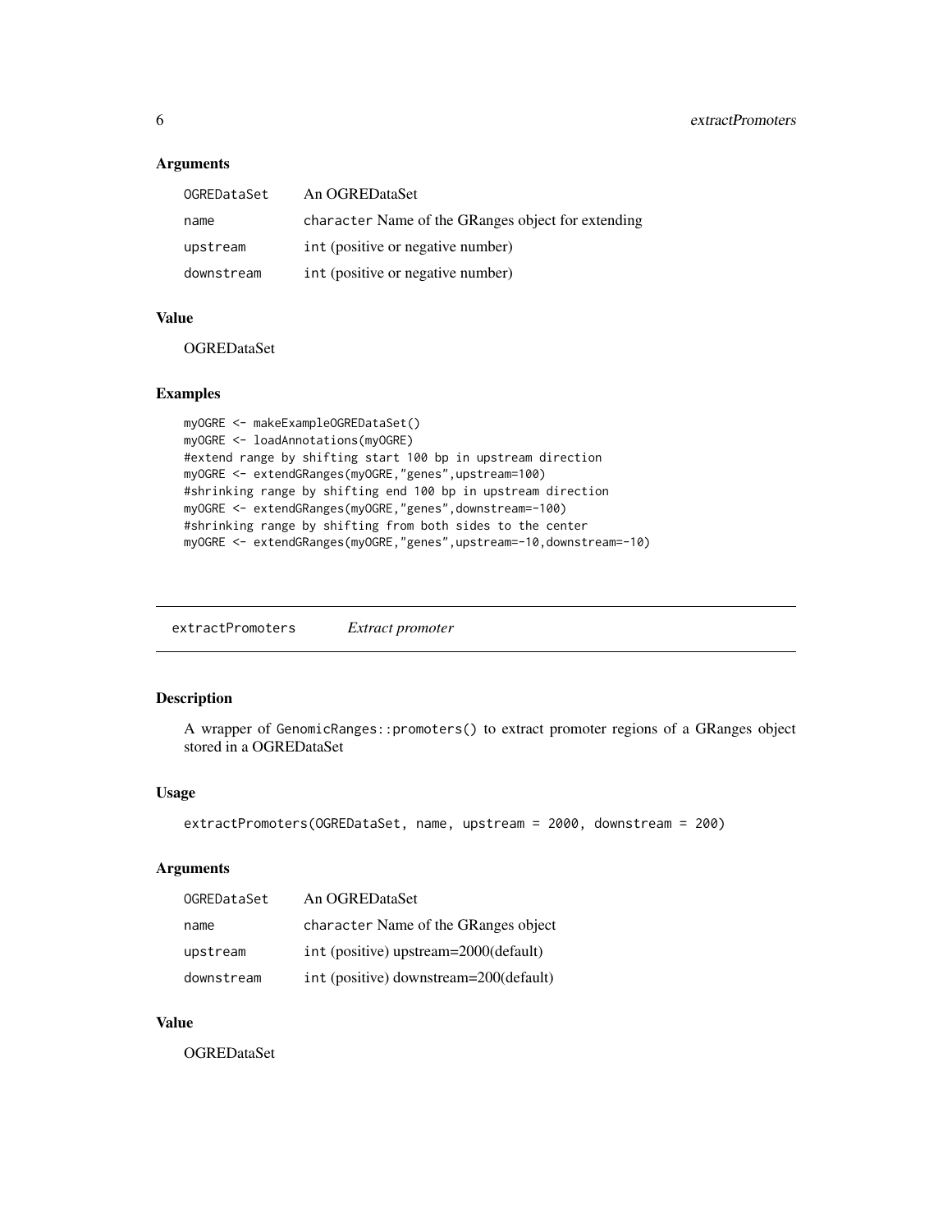## Arguments

| | |
|---|---|
| OGREDataSet | An OGREDataSet |
| name | character Name of the GRanges object for extending |
| upstream | int (positive or negative number) |
| downstream | int (positive or negative number) |

## Value

OGREDataSet

## Examples

```
myOGRE <- makeExampleOGREDataSet()
myOGRE <- loadAnnotations(myOGRE)
#extend range by shifting start 100 bp in upstream direction
myOGRE <- extendGRanges(myOGRE,"genes",upstream=100)
#shrinking range by shifting end 100 bp in upstream direction
myOGRE <- extendGRanges(myOGRE,"genes",downstream=-100)
#shrinking range by shifting from both sides to the center
myOGRE <- extendGRanges(myOGRE,"genes",upstream=-10,downstream=-10)
```

---

# extractPromoters *Extract promoter*

## Description

A wrapper of GenomicRanges::promoters() to extract promoter regions of a GRanges object stored in a OGREDataSet

## Usage

```
extractPromoters(OGREDataSet, name, upstream = 2000, downstream = 200)
```

## Arguments

| | |
|---|---|
| OGREDataSet | An OGREDataSet |
| name | character Name of the GRanges object |
| upstream | int (positive) upstream=2000(default) |
| downstream | int (positive) downstream=200(default) |

## Value

OGREDataSet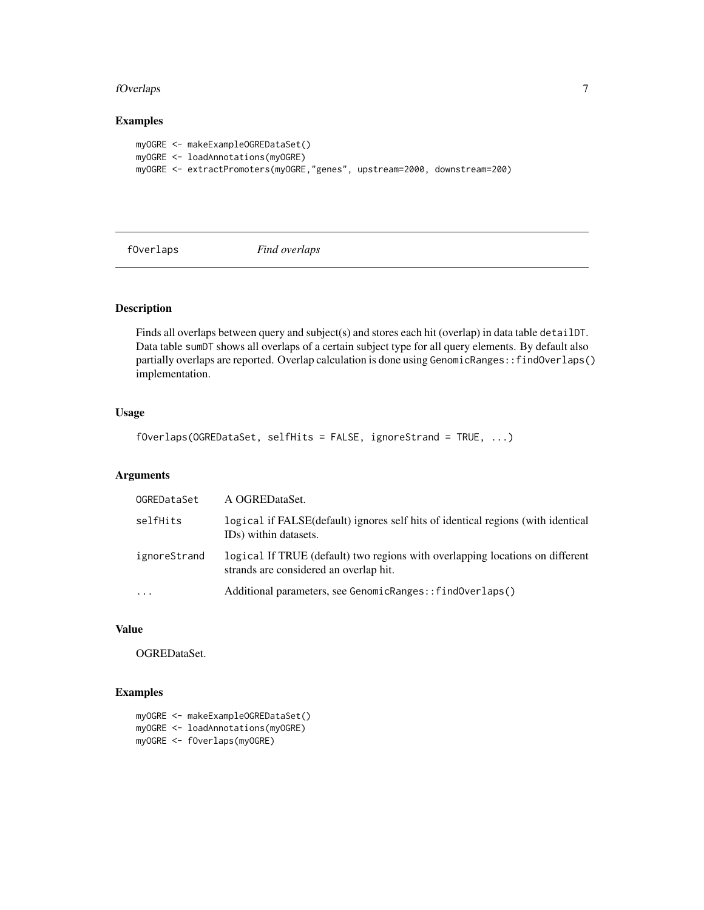## Examples

```
myOGRE <- makeExampleOGREDataSet()
myOGRE <- loadAnnotations(myOGRE)
myOGRE <- extractPromoters(myOGRE,"genes", upstream=2000, downstream=200)
```

---

# fOverlaps *Find overlaps*

---

## Description

Finds all overlaps between query and subject(s) and stores each hit (overlap) in data table `detailDT`. Data table `sumDT` shows all overlaps of a certain subject type for all query elements. By default also partially overlaps are reported. Overlap calculation is done using `GenomicRanges::findOverlaps()` implementation.

## Usage

```
fOverlaps(OGREDataSet, selfHits = FALSE, ignoreStrand = TRUE, ...)
```

## Arguments

| | |
|---|---|
| `OGREDataSet` | A OGREDataSet. |
| `selfHits` | `logical` if FALSE(default) ignores self hits of identical regions (with identical IDs) within datasets. |
| `ignoreStrand` | `logical` If TRUE (default) two regions with overlapping locations on different strands are considered an overlap hit. |
| `...` | Additional parameters, see `GenomicRanges::findOverlaps()` |

## Value

OGREDataSet.

## Examples

```
myOGRE <- makeExampleOGREDataSet()
myOGRE <- loadAnnotations(myOGRE)
myOGRE <- fOverlaps(myOGRE)
```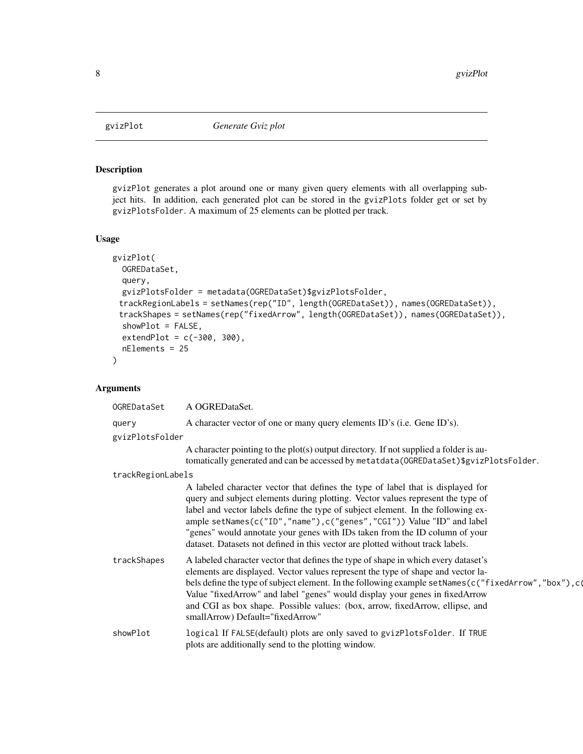# gvizPlot *Generate Gviz plot*

## Description

gvizPlot generates a plot around one or many given query elements with all overlapping subject hits. In addition, each generated plot can be stored in the gvizPlots folder get or set by gvizPlotsFolder. A maximum of 25 elements can be plotted per track.

## Usage

```
gvizPlot(
  OGREDataSet,
  query,
  gvizPlotsFolder = metadata(OGREDataSet)$gvizPlotsFolder,
  trackRegionLabels = setNames(rep("ID", length(OGREDataSet)), names(OGREDataSet)),
  trackShapes = setNames(rep("fixedArrow", length(OGREDataSet)), names(OGREDataSet)),
  showPlot = FALSE,
  extendPlot = c(-300, 300),
  nElements = 25
)
```

## Arguments

| Argument | Description |
|---|---|
| OGREDataSet | A OGREDataSet. |
| query | A character vector of one or many query elements ID's (i.e. Gene ID's). |
| gvizPlotsFolder | A character pointing to the plot(s) output directory. If not supplied a folder is automatically generated and can be accessed by metatdata(OGREDataSet)$gvizPlotsFolder. |
| trackRegionLabels | A labeled character vector that defines the type of label that is displayed for query and subject elements during plotting. Vector values represent the type of label and vector labels define the type of subject element. In the following example setNames(c("ID","name"),c("genes","CGI")) Value "ID" and label "genes" would annotate your genes with IDs taken from the ID column of your dataset. Datasets not defined in this vector are plotted without track labels. |
| trackShapes | A labeled character vector that defines the type of shape in which every dataset's elements are displayed. Vector values represent the type of shape and vector labels define the type of subject element. In the following example setNames(c("fixedArrow","box"),c( Value "fixedArrow" and label "genes" would display your genes in fixedArrow and CGI as box shape. Possible values: (box, arrow, fixedArrow, ellipse, and smallArrow) Default="fixedArrow" |
| showPlot | logical If FALSE(default) plots are only saved to gvizPlotsFolder. If TRUE plots are additionally send to the plotting window. |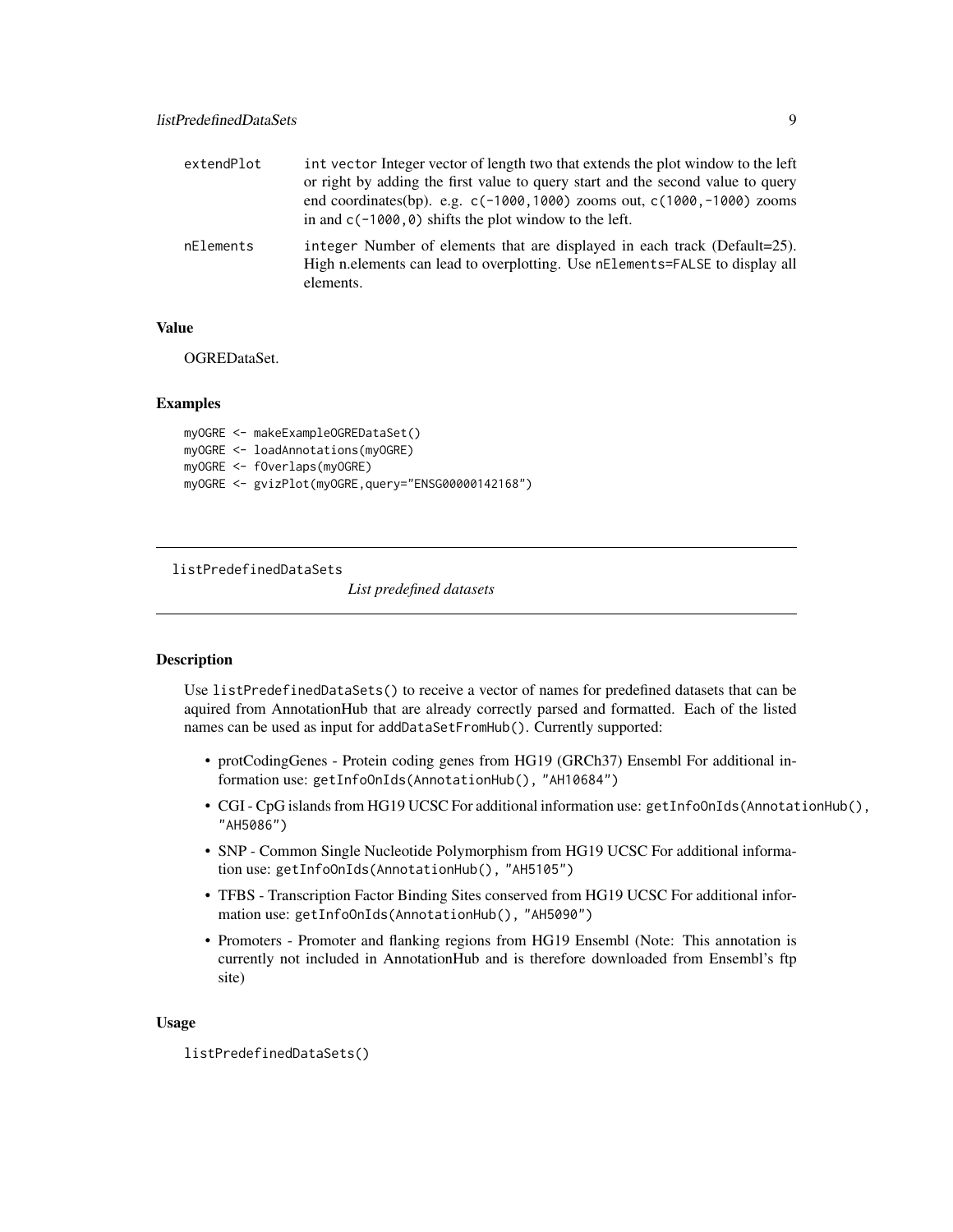| | |
|---|---|
| extendPlot | int vector Integer vector of length two that extends the plot window to the left or right by adding the first value to query start and the second value to query end coordinates(bp). e.g. `c(-1000,1000)` zooms out, `c(1000,-1000)` zooms in and `c(-1000,0)` shifts the plot window to the left. |
| nElements | integer Number of elements that are displayed in each track (Default=25). High n.elements can lead to overplotting. Use `nElements=FALSE` to display all elements. |

### Value

OGREDataSet.

### Examples

```
myOGRE <- makeExampleOGREDataSet()
myOGRE <- loadAnnotations(myOGRE)
myOGRE <- fOverlaps(myOGRE)
myOGRE <- gvizPlot(myOGRE,query="ENSG00000142168")
```

---

## listPredefinedDataSets *List predefined datasets*

---

### Description

Use `listPredefinedDataSets()` to receive a vector of names for predefined datasets that can be aquired from AnnotationHub that are already correctly parsed and formatted. Each of the listed names can be used as input for `addDataSetFromHub()`. Currently supported:

- protCodingGenes - Protein coding genes from HG19 (GRCh37) Ensembl For additional information use: `getInfoOnIds(AnnotationHub(), "AH10684")`
- CGI - CpG islands from HG19 UCSC For additional information use: `getInfoOnIds(AnnotationHub(), "AH5086")`
- SNP - Common Single Nucleotide Polymorphism from HG19 UCSC For additional information use: `getInfoOnIds(AnnotationHub(), "AH5105")`
- TFBS - Transcription Factor Binding Sites conserved from HG19 UCSC For additional information use: `getInfoOnIds(AnnotationHub(), "AH5090")`
- Promoters - Promoter and flanking regions from HG19 Ensembl (Note: This annotation is currently not included in AnnotationHub and is therefore downloaded from Ensembl's ftp site)

### Usage

```
listPredefinedDataSets()
```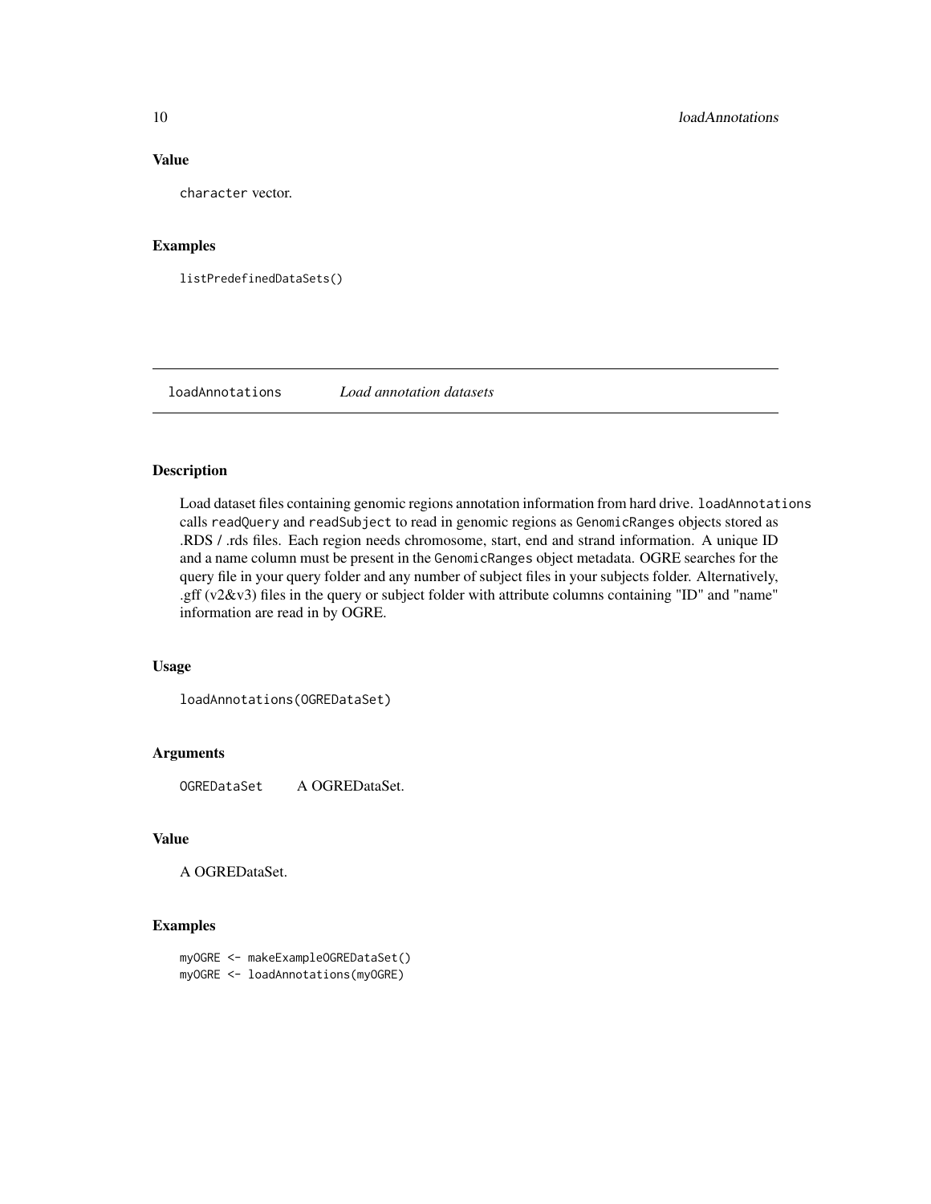### Value

`character` vector.

### Examples

```
listPredefinedDataSets()
```

---

## loadAnnotations *Load annotation datasets*

---

### Description

Load dataset files containing genomic regions annotation information from hard drive. `loadAnnotations` calls `readQuery` and `readSubject` to read in genomic regions as `GenomicRanges` objects stored as .RDS / .rds files. Each region needs chromosome, start, end and strand information. A unique ID and a name column must be present in the `GenomicRanges` object metadata. OGRE searches for the query file in your query folder and any number of subject files in your subjects folder. Alternatively, .gff (v2&v3) files in the query or subject folder with attribute columns containing "ID" and "name" information are read in by OGRE.

### Usage

```
loadAnnotations(OGREDataSet)
```

### Arguments

`OGREDataSet` A OGREDataSet.

### Value

A OGREDataSet.

### Examples

```
myOGRE <- makeExampleOGREDataSet()
myOGRE <- loadAnnotations(myOGRE)
```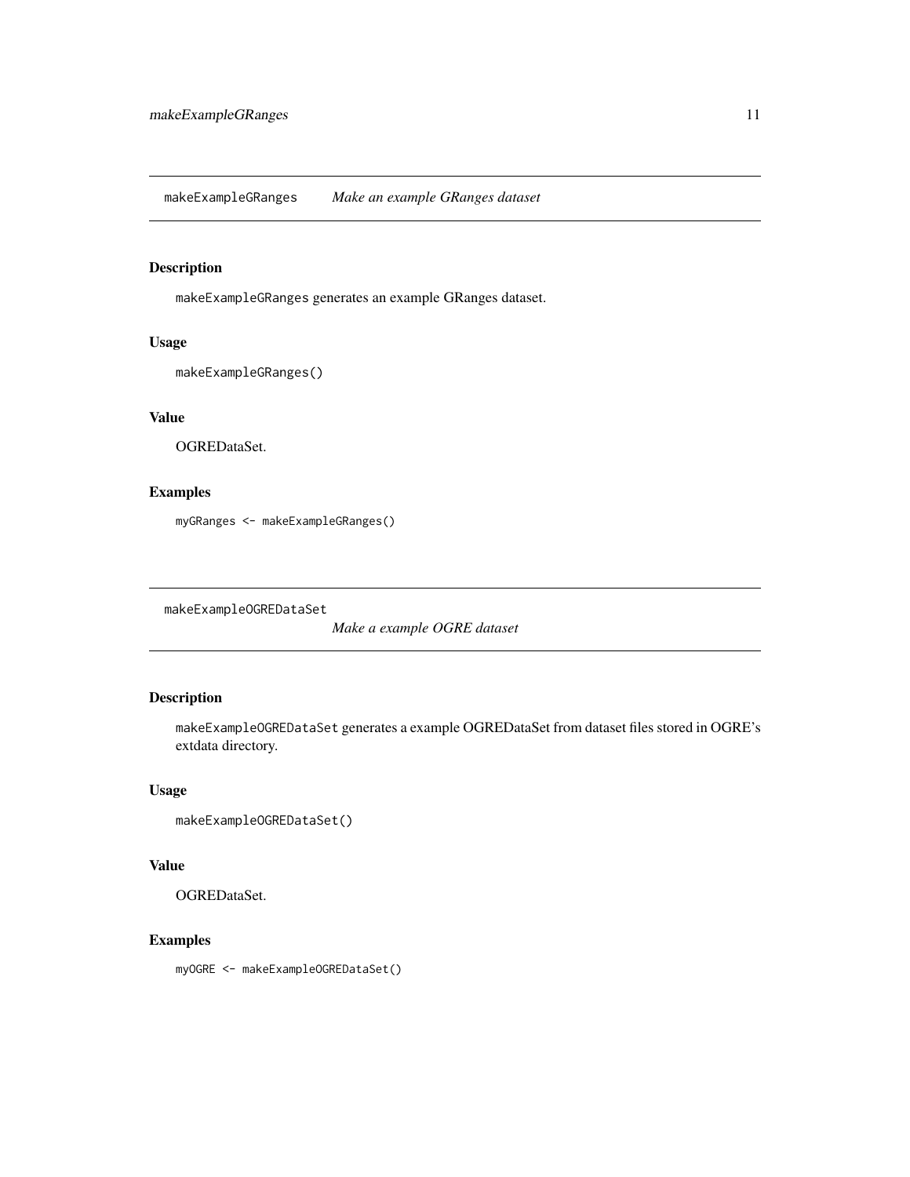## makeExampleGRanges *Make an example GRanges dataset*

### Description

makeExampleGRanges generates an example GRanges dataset.

### Usage

```
makeExampleGRanges()
```

### Value

OGREDataSet.

### Examples

```
myGRanges <- makeExampleGRanges()
```

## makeExampleOGREDataSet *Make a example OGRE dataset*

### Description

makeExampleOGREDataSet generates a example OGREDataSet from dataset files stored in OGRE's extdata directory.

### Usage

```
makeExampleOGREDataSet()
```

### Value

OGREDataSet.

### Examples

```
myOGRE <- makeExampleOGREDataSet()
```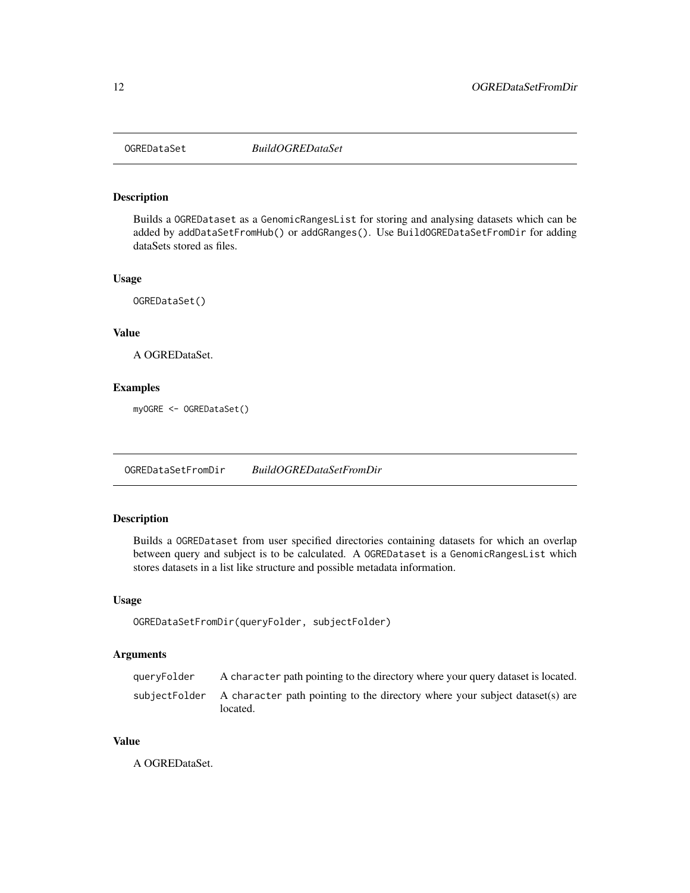## OGREDataSet *BuildOGREDataSet*

### Description

Builds a `OGREDataset` as a `GenomicRangesList` for storing and analysing datasets which can be added by `addDataSetFromHub()` or `addGRanges()`. Use `BuildOGREDataSetFromDir` for adding dataSets stored as files.

### Usage

```
OGREDataSet()
```

### Value

A OGREDataSet.

### Examples

```
myOGRE <- OGREDataSet()
```

## OGREDataSetFromDir *BuildOGREDataSetFromDir*

### Description

Builds a `OGREDataset` from user specified directories containing datasets for which an overlap between query and subject is to be calculated. A `OGREDataset` is a `GenomicRangesList` which stores datasets in a list like structure and possible metadata information.

### Usage

```
OGREDataSetFromDir(queryFolder, subjectFolder)
```

### Arguments

| | |
|---|---|
| `queryFolder` | A `character` path pointing to the directory where your query dataset is located. |
| `subjectFolder` | A `character` path pointing to the directory where your subject dataset(s) are located. |

### Value

A OGREDataSet.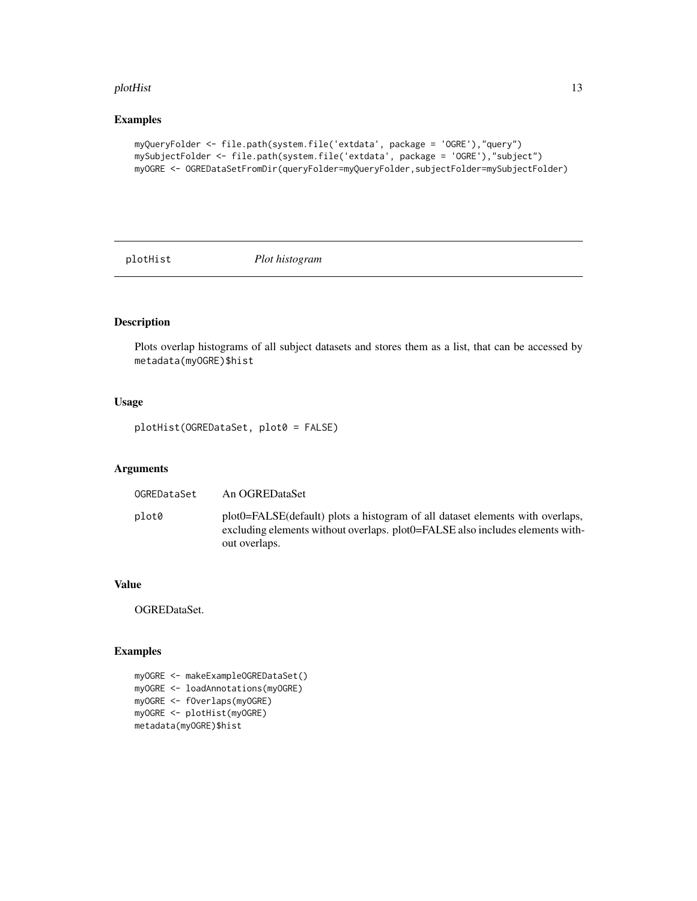## Examples

```
myQueryFolder <- file.path(system.file('extdata', package = 'OGRE'),"query")
mySubjectFolder <- file.path(system.file('extdata', package = 'OGRE'),"subject")
myOGRE <- OGREDataSetFromDir(queryFolder=myQueryFolder,subjectFolder=mySubjectFolder)
```

---

# plotHist — *Plot histogram*

---

## Description

Plots overlap histograms of all subject datasets and stores them as a list, that can be accessed by `metadata(myOGRE)$hist`

## Usage

```
plotHist(OGREDataSet, plot0 = FALSE)
```

## Arguments

| | |
|---|---|
| `OGREDataSet` | An OGREDataSet |
| `plot0` | plot0=FALSE(default) plots a histogram of all dataset elements with overlaps, excluding elements without overlaps. plot0=FALSE also includes elements without overlaps. |

## Value

OGREDataSet.

## Examples

```
myOGRE <- makeExampleOGREDataSet()
myOGRE <- loadAnnotations(myOGRE)
myOGRE <- fOverlaps(myOGRE)
myOGRE <- plotHist(myOGRE)
metadata(myOGRE)$hist
```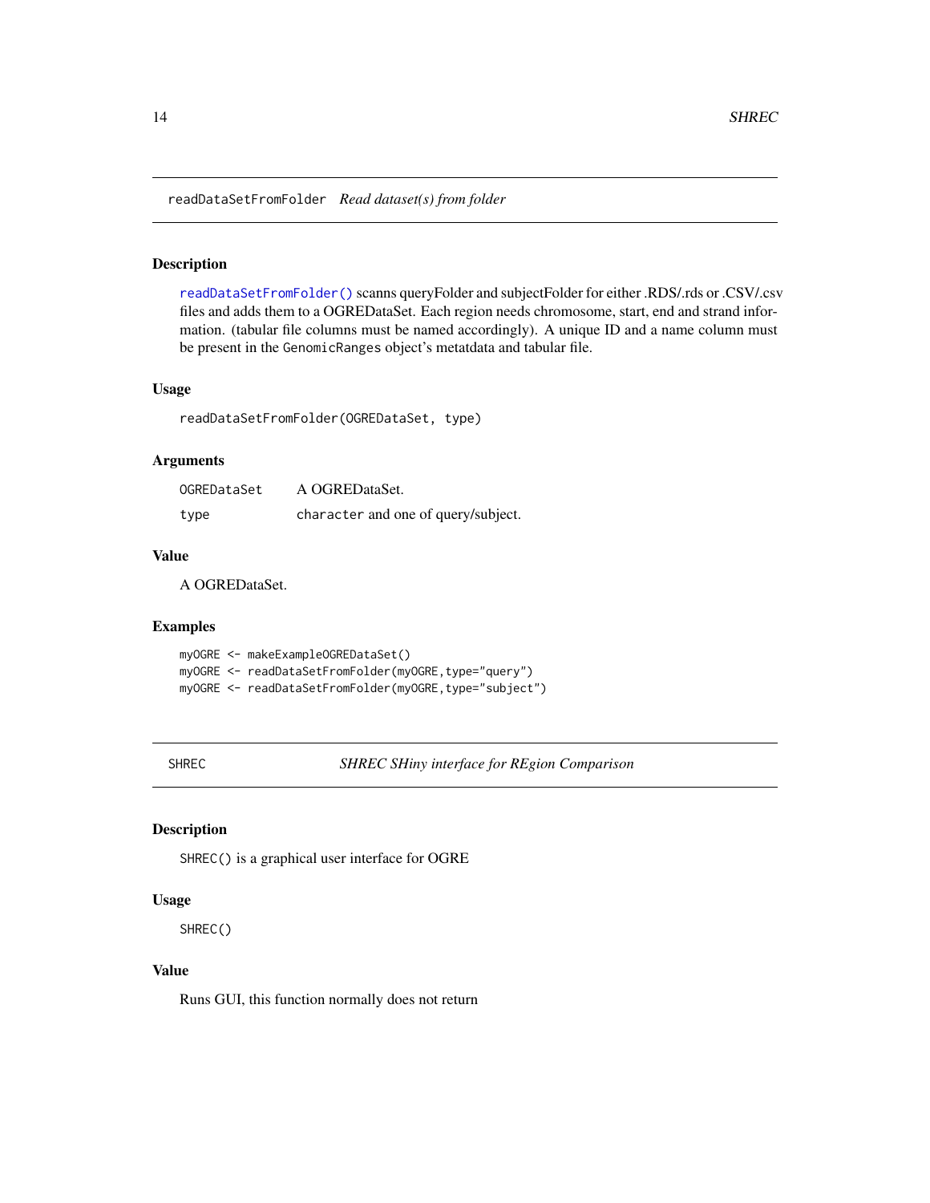## readDataSetFromFolder *Read dataset(s) from folder*

### Description

`readDataSetFromFolder()` scanns queryFolder and subjectFolder for either .RDS/.rds or .CSV/.csv files and adds them to a OGREDataSet. Each region needs chromosome, start, end and strand information. (tabular file columns must be named accordingly). A unique ID and a name column must be present in the `GenomicRanges` object's metatdata and tabular file.

### Usage

```
readDataSetFromFolder(OGREDataSet, type)
```

### Arguments

| | |
|---|---|
| `OGREDataSet` | A OGREDataSet. |
| `type` | `character` and one of query/subject. |

### Value

A OGREDataSet.

### Examples

```
myOGRE <- makeExampleOGREDataSet()
myOGRE <- readDataSetFromFolder(myOGRE,type="query")
myOGRE <- readDataSetFromFolder(myOGRE,type="subject")
```

## SHREC *SHREC SHiny interface for REgion Comparison*

### Description

`SHREC()` is a graphical user interface for OGRE

### Usage

```
SHREC()
```

### Value

Runs GUI, this function normally does not return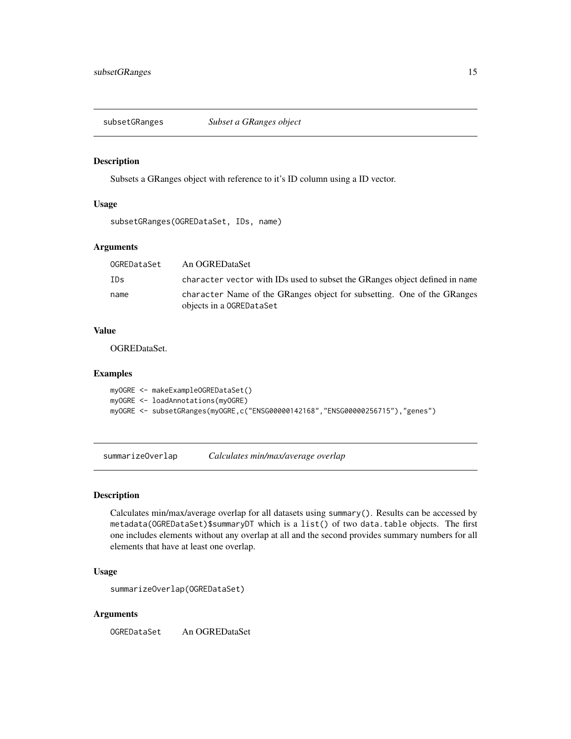## subsetGRanges *Subset a GRanges object*

### Description

Subsets a GRanges object with reference to it's ID column using a ID vector.

### Usage

```
subsetGRanges(OGREDataSet, IDs, name)
```

### Arguments

| | |
|---|---|
| OGREDataSet | An OGREDataSet |
| IDs | character vector with IDs used to subset the GRanges object defined in name |
| name | character Name of the GRanges object for subsetting. One of the GRanges objects in a OGREDataSet |

### Value

OGREDataSet.

### Examples

```
myOGRE <- makeExampleOGREDataSet()
myOGRE <- loadAnnotations(myOGRE)
myOGRE <- subsetGRanges(myOGRE,c("ENSG00000142168","ENSG00000256715"),"genes")
```

## summarizeOverlap *Calculates min/max/average overlap*

### Description

Calculates min/max/average overlap for all datasets using summary(). Results can be accessed by metadata(OGREDataSet)$summaryDT which is a list() of two data.table objects. The first one includes elements without any overlap at all and the second provides summary numbers for all elements that have at least one overlap.

### Usage

```
summarizeOverlap(OGREDataSet)
```

### Arguments

| | |
|---|---|
| OGREDataSet | An OGREDataSet |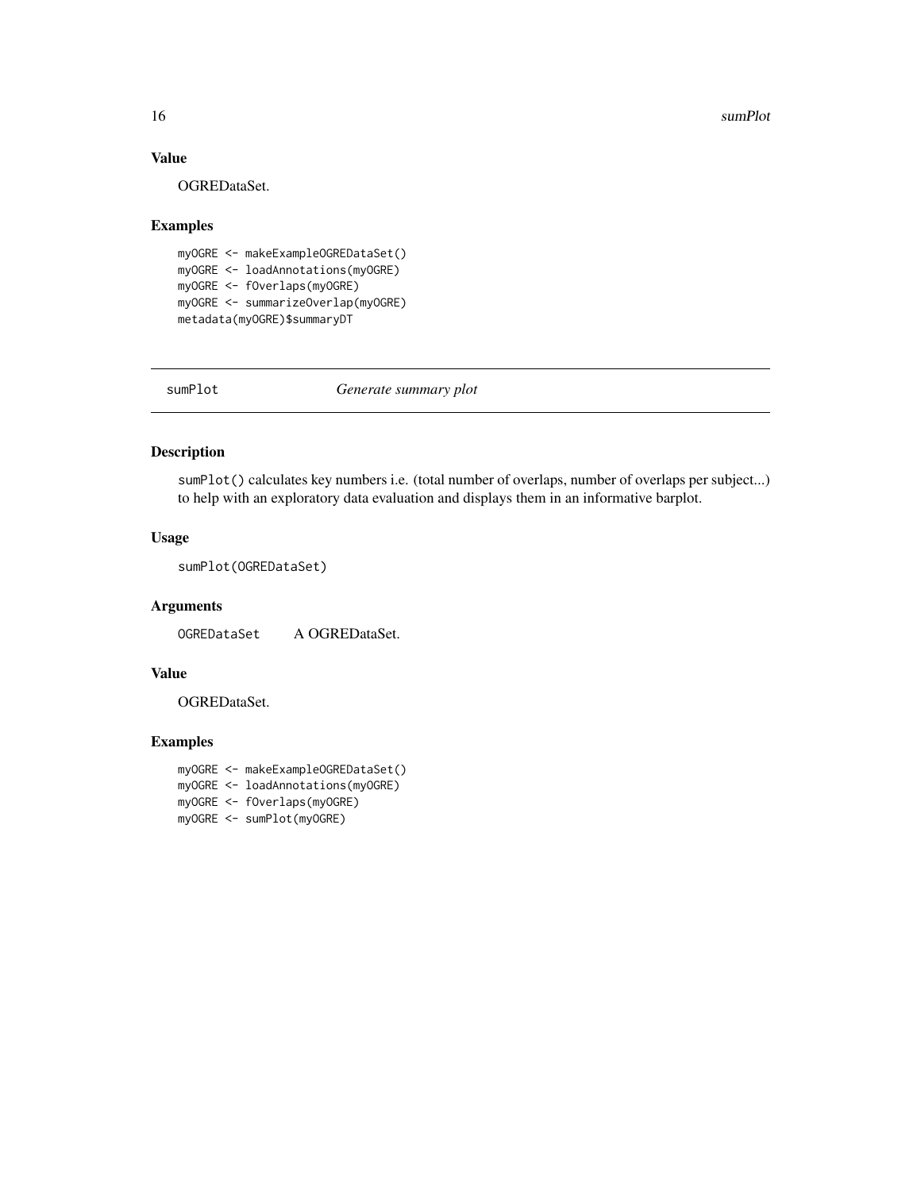### Value

OGREDataSet.

### Examples

```
myOGRE <- makeExampleOGREDataSet()
myOGRE <- loadAnnotations(myOGRE)
myOGRE <- fOverlaps(myOGRE)
myOGRE <- summarizeOverlap(myOGRE)
metadata(myOGRE)$summaryDT
```

---

## sumPlot *Generate summary plot*

---

### Description

`sumPlot()` calculates key numbers i.e. (total number of overlaps, number of overlaps per subject...) to help with an exploratory data evaluation and displays them in an informative barplot.

### Usage

```
sumPlot(OGREDataSet)
```

### Arguments

| | |
|---|---|
| `OGREDataSet` | A OGREDataSet. |

### Value

OGREDataSet.

### Examples

```
myOGRE <- makeExampleOGREDataSet()
myOGRE <- loadAnnotations(myOGRE)
myOGRE <- fOverlaps(myOGRE)
myOGRE <- sumPlot(myOGRE)
```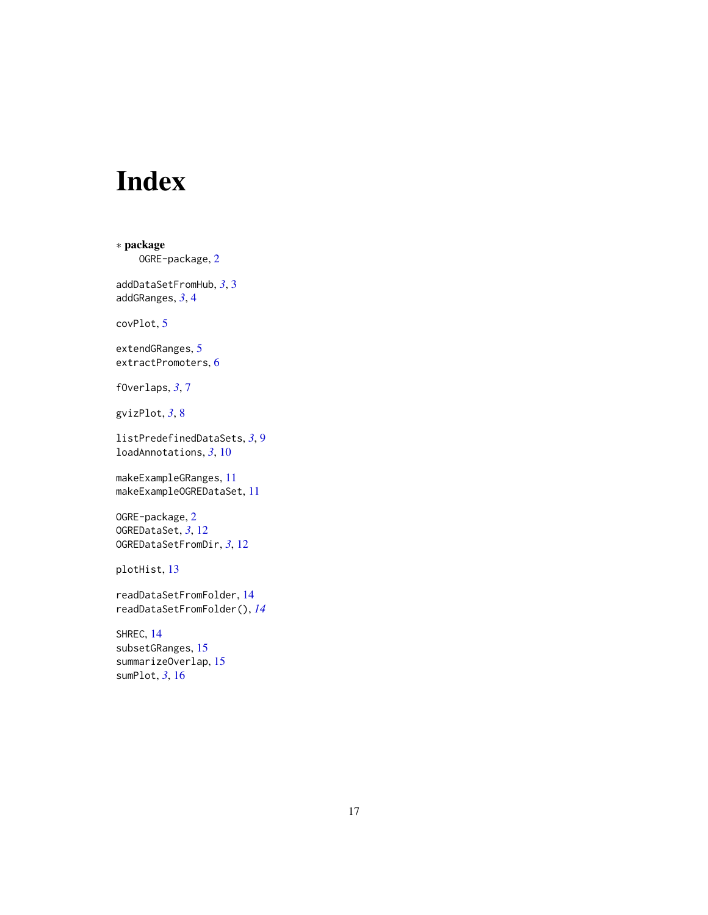# Index

∗ **package**
    OGRE-package, 2

addDataSetFromHub, *3*, 3
addGRanges, *3*, 4

covPlot, 5

extendGRanges, 5
extractPromoters, 6

fOverlaps, *3*, 7

gvizPlot, *3*, 8

listPredefinedDataSets, *3*, 9
loadAnnotations, *3*, 10

makeExampleGRanges, 11
makeExampleOGREDataSet, 11

OGRE-package, 2
OGREDataSet, *3*, 12
OGREDataSetFromDir, *3*, 12

plotHist, 13

readDataSetFromFolder, 14
readDataSetFromFolder(), *14*

SHREC, 14
subsetGRanges, 15
summarizeOverlap, 15
sumPlot, *3*, 16